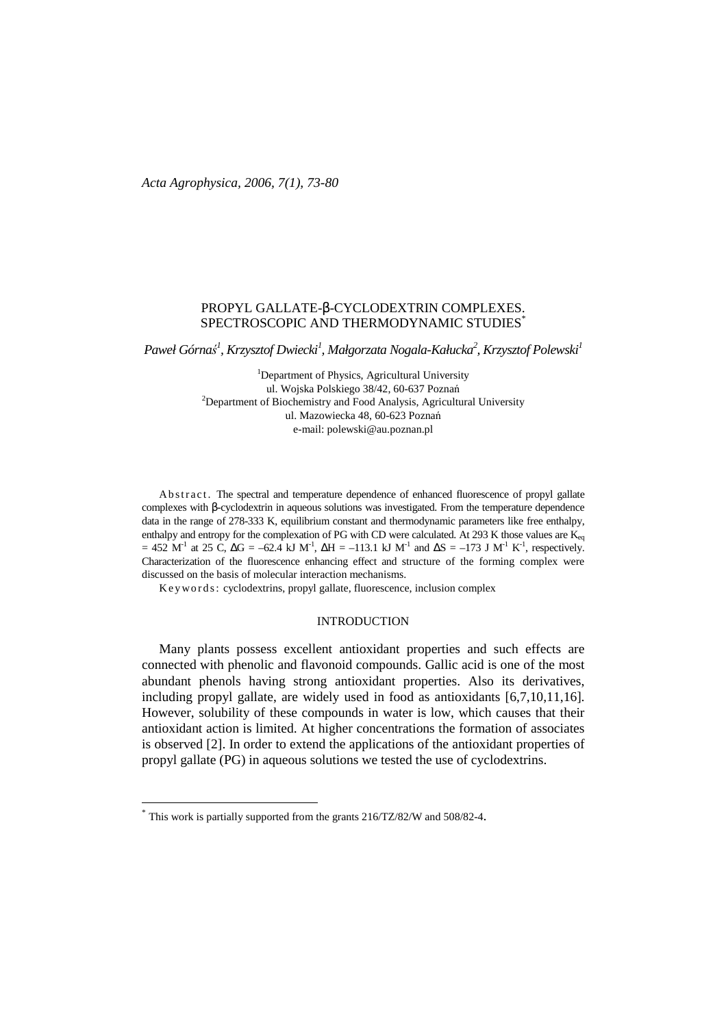# PROPYL GALLATE-β-CYCLODEXTRIN COMPLEXES. SPECTROSCOPIC AND THERMODYNAMIC STUDIES[*]

*Paweł Górnaś[1], Krzysztof Dwiecki[1], Małgorzata Nogala-Kałucka[2], Krzysztof Polewski[1]*

[1]Department of Physics, Agricultural University
ul. Wojska Polskiego 38/42, 60-637 Poznań
[2]Department of Biochemistry and Food Analysis, Agricultural University
ul. Mazowiecka 48, 60-623 Poznań
e-mail: polewski@au.poznan.pl

**Abstract.** The spectral and temperature dependence of enhanced fluorescence of propyl gallate complexes with β-cyclodextrin in aqueous solutions was investigated. From the temperature dependence data in the range of 278-333 K, equilibrium constant and thermodynamic parameters like free enthalpy, enthalpy and entropy for the complexation of PG with CD were calculated. At 293 K those values are $K_{eq}$ = 452 $M^{-1}$ at 25 C, $\Delta G = -62.4$ kJ $M^{-1}$, $\Delta H = -113.1$ kJ $M^{-1}$ and $\Delta S = -173$ J $M^{-1}$ $K^{-1}$, respectively. Characterization of the fluorescence enhancing effect and structure of the forming complex were discussed on the basis of molecular interaction mechanisms.

**Keywords:** cyclodextrins, propyl gallate, fluorescence, inclusion complex

## INTRODUCTION

Many plants possess excellent antioxidant properties and such effects are connected with phenolic and flavonoid compounds. Gallic acid is one of the most abundant phenols having strong antioxidant properties. Also its derivatives, including propyl gallate, are widely used in food as antioxidants [6,7,10,11,16]. However, solubility of these compounds in water is low, which causes that their antioxidant action is limited. At higher concentrations the formation of associates is observed [2]. In order to extend the applications of the antioxidant properties of propyl gallate (PG) in aqueous solutions we tested the use of cyclodextrins.

[*] This work is partially supported from the grants 216/TZ/82/W and 508/82-4.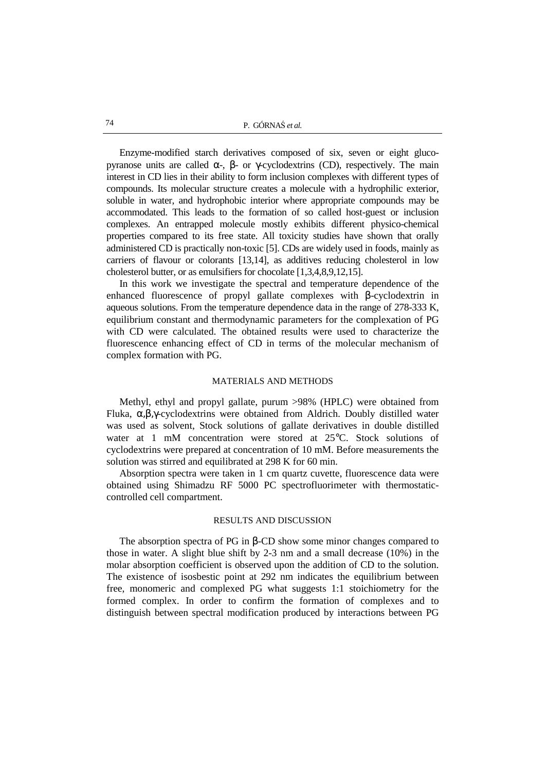Enzyme-modified starch derivatives composed of six, seven or eight glucopyranose units are called α-, β- or γ-cyclodextrins (CD), respectively. The main interest in CD lies in their ability to form inclusion complexes with different types of compounds. Its molecular structure creates a molecule with a hydrophilic exterior, soluble in water, and hydrophobic interior where appropriate compounds may be accommodated. This leads to the formation of so called host-guest or inclusion complexes. An entrapped molecule mostly exhibits different physico-chemical properties compared to its free state. All toxicity studies have shown that orally administered CD is practically non-toxic [5]. CDs are widely used in foods, mainly as carriers of flavour or colorants [13,14], as additives reducing cholesterol in low cholesterol butter, or as emulsifiers for chocolate [1,3,4,8,9,12,15].

In this work we investigate the spectral and temperature dependence of the enhanced fluorescence of propyl gallate complexes with β-cyclodextrin in aqueous solutions. From the temperature dependence data in the range of 278-333 K, equilibrium constant and thermodynamic parameters for the complexation of PG with CD were calculated. The obtained results were used to characterize the fluorescence enhancing effect of CD in terms of the molecular mechanism of complex formation with PG.

## MATERIALS AND METHODS

Methyl, ethyl and propyl gallate, purum >98% (HPLC) were obtained from Fluka, α,β,γ-cyclodextrins were obtained from Aldrich. Doubly distilled water was used as solvent, Stock solutions of gallate derivatives in double distilled water at 1 mM concentration were stored at 25°C. Stock solutions of cyclodextrins were prepared at concentration of 10 mM. Before measurements the solution was stirred and equilibrated at 298 K for 60 min.

Absorption spectra were taken in 1 cm quartz cuvette, fluorescence data were obtained using Shimadzu RF 5000 PC spectrofluorimeter with thermostatic-controlled cell compartment.

## RESULTS AND DISCUSSION

The absorption spectra of PG in β-CD show some minor changes compared to those in water. A slight blue shift by 2-3 nm and a small decrease (10%) in the molar absorption coefficient is observed upon the addition of CD to the solution. The existence of isosbestic point at 292 nm indicates the equilibrium between free, monomeric and complexed PG what suggests 1:1 stoichiometry for the formed complex. In order to confirm the formation of complexes and to distinguish between spectral modification produced by interactions between PG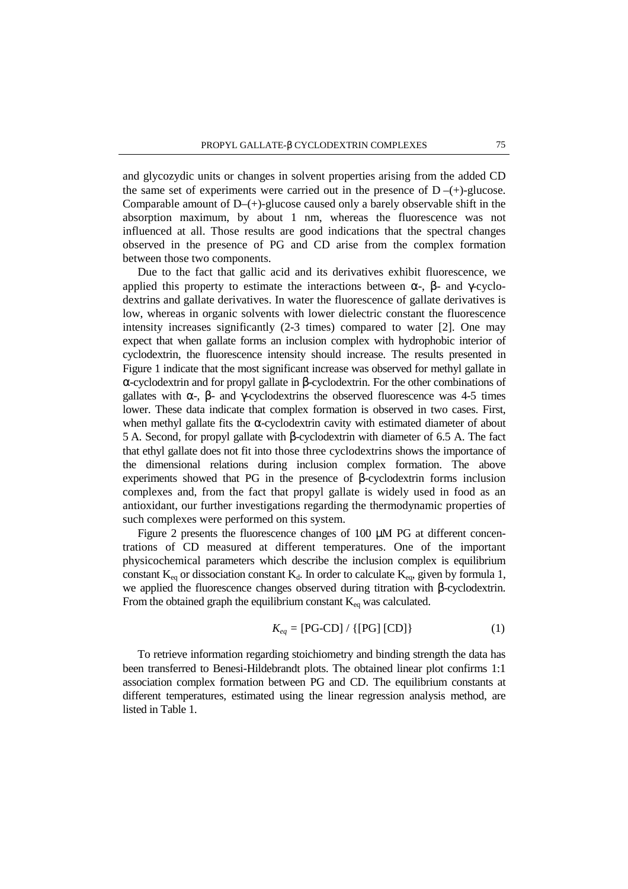and glycozydic units or changes in solvent properties arising from the added CD the same set of experiments were carried out in the presence of D –(+)-glucose. Comparable amount of D–(+)-glucose caused only a barely observable shift in the absorption maximum, by about 1 nm, whereas the fluorescence was not influenced at all. Those results are good indications that the spectral changes observed in the presence of PG and CD arise from the complex formation between those two components.

Due to the fact that gallic acid and its derivatives exhibit fluorescence, we applied this property to estimate the interactions between α-, β- and γ-cyclodextrins and gallate derivatives. In water the fluorescence of gallate derivatives is low, whereas in organic solvents with lower dielectric constant the fluorescence intensity increases significantly (2-3 times) compared to water [2]. One may expect that when gallate forms an inclusion complex with hydrophobic interior of cyclodextrin, the fluorescence intensity should increase. The results presented in Figure 1 indicate that the most significant increase was observed for methyl gallate in α-cyclodextrin and for propyl gallate in β-cyclodextrin. For the other combinations of gallates with α-, β- and γ-cyclodextrins the observed fluorescence was 4-5 times lower. These data indicate that complex formation is observed in two cases. First, when methyl gallate fits the α-cyclodextrin cavity with estimated diameter of about 5 A. Second, for propyl gallate with β-cyclodextrin with diameter of 6.5 A. The fact that ethyl gallate does not fit into those three cyclodextrins shows the importance of the dimensional relations during inclusion complex formation. The above experiments showed that PG in the presence of β-cyclodextrin forms inclusion complexes and, from the fact that propyl gallate is widely used in food as an antioxidant, our further investigations regarding the thermodynamic properties of such complexes were performed on this system.

Figure 2 presents the fluorescence changes of 100 μM PG at different concentrations of CD measured at different temperatures. One of the important physicochemical parameters which describe the inclusion complex is equilibrium constant $K_{eq}$ or dissociation constant $K_d$. In order to calculate $K_{eq}$, given by formula 1, we applied the fluorescence changes observed during titration with β-cyclodextrin. From the obtained graph the equilibrium constant $K_{eq}$ was calculated.

$$K_{eq} = [\text{PG-CD}] / \{[\text{PG}]\,[\text{CD}]\} \qquad (1)$$

To retrieve information regarding stoichiometry and binding strength the data has been transferred to Benesi-Hildebrandt plots. The obtained linear plot confirms 1:1 association complex formation between PG and CD. The equilibrium constants at different temperatures, estimated using the linear regression analysis method, are listed in Table 1.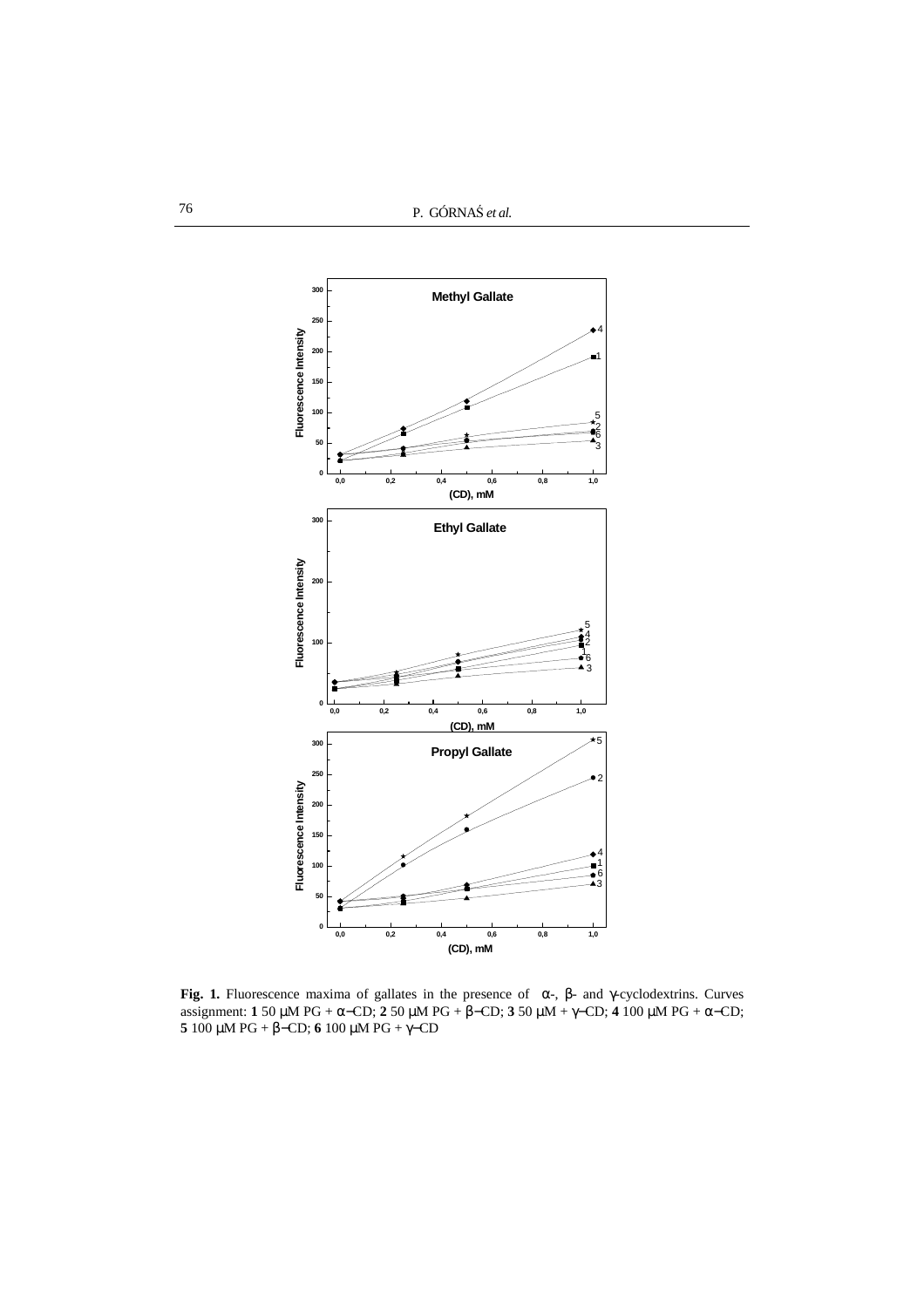Methyl Gallate

Fluorescence Intensity

(CD), mM

0 50 100 150 200 250 300

0,0 0,2 0,4 0,6 0,8 1,0

4 1 5 2 6 3

Ethyl Gallate

Fluorescence Intensity

(CD), mM

0 100 200 300

0,0 0,2 0,4 0,6 0,8 1,0

5 4 2 1 6 3

Propyl Gallate

Fluorescence Intensity

(CD), mM

0 50 100 150 200 250 300

0,0 0,2 0,4 0,6 0,8 1,0

5 2 4 1 6 3

**Fig. 1.** Fluorescence maxima of gallates in the presence of α-, β- and γ-cyclodextrins. Curves assignment: **1** 50 μM PG + α−CD; **2** 50 μM PG + β−CD; **3** 50 μM + γ−CD; **4** 100 μM PG + α−CD; **5** 100 μM PG + β−CD; **6** 100 μM PG + γ−CD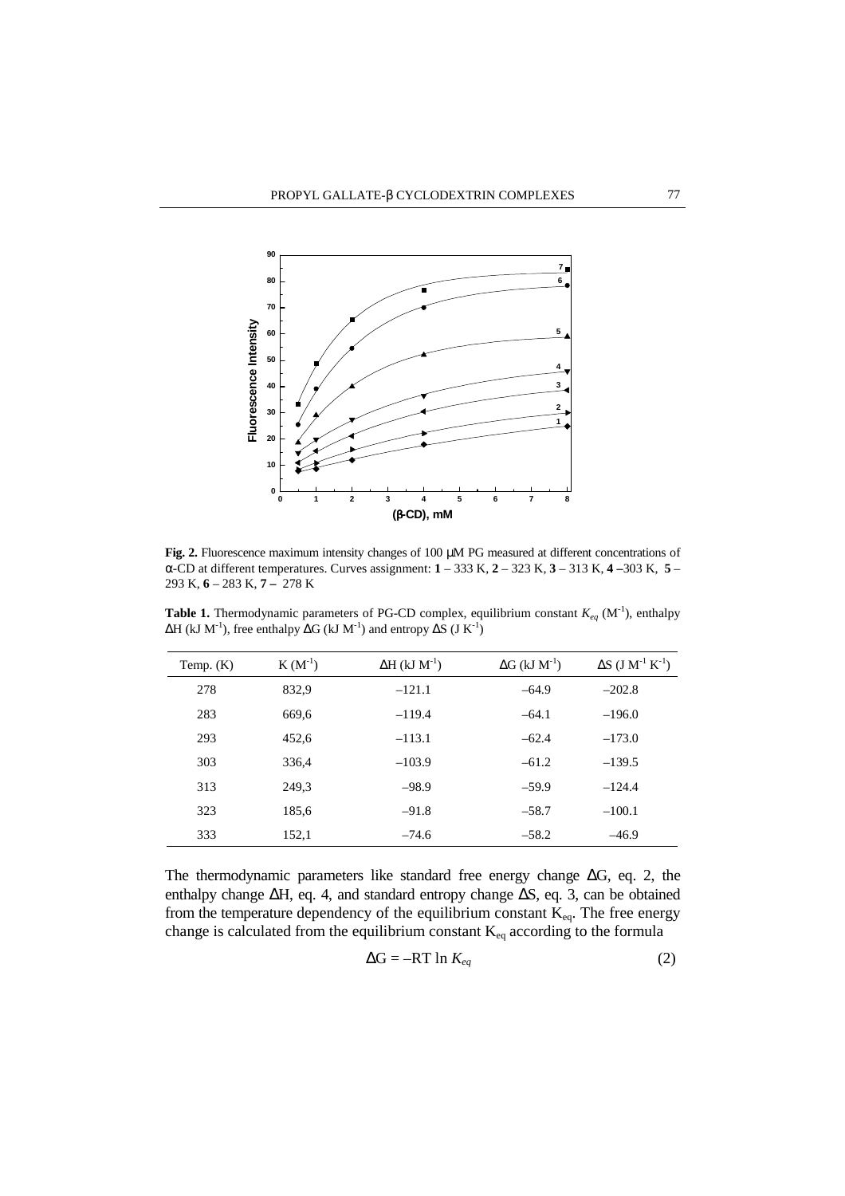Fluorescence Intensity

0
10
20
30
40
50
60
70
80
90

0 1 2 3 4 5 6 7 8

(β-CD), mM

7
6
5
4
3
2
1

**Fig. 2.** Fluorescence maximum intensity changes of 100 μM PG measured at different concentrations of α-CD at different temperatures. Curves assignment: **1** – 333 K, **2** – 323 K, **3** – 313 K, **4** –303 K, **5** – 293 K, **6** – 283 K, **7** – 278 K

**Table 1.** Thermodynamic parameters of PG-CD complex, equilibrium constant $K_{eq}$ ($M^{-1}$), enthalpy ΔH (kJ $M^{-1}$), free enthalpy ΔG (kJ $M^{-1}$) and entropy ΔS (J $K^{-1}$)

| Temp. (K) | K ($M^{-1}$) | ΔH (kJ $M^{-1}$) | ΔG (kJ $M^{-1}$) | ΔS (J $M^{-1}$ $K^{-1}$) |
|---|---|---|---|---|
| 278 | 832,9 | –121.1 | –64.9 | –202.8 |
| 283 | 669,6 | –119.4 | –64.1 | –196.0 |
| 293 | 452,6 | –113.1 | –62.4 | –173.0 |
| 303 | 336,4 | –103.9 | –61.2 | –139.5 |
| 313 | 249,3 | –98.9 | –59.9 | –124.4 |
| 323 | 185,6 | –91.8 | –58.7 | –100.1 |
| 333 | 152,1 | –74.6 | –58.2 | –46.9 |

The thermodynamic parameters like standard free energy change ΔG, eq. 2, the enthalpy change ΔH, eq. 4, and standard entropy change ΔS, eq. 3, can be obtained from the temperature dependency of the equilibrium constant $K_{eq}$. The free energy change is calculated from the equilibrium constant $K_{eq}$ according to the formula

$$\Delta G = -RT \ln K_{eq} \qquad (2)$$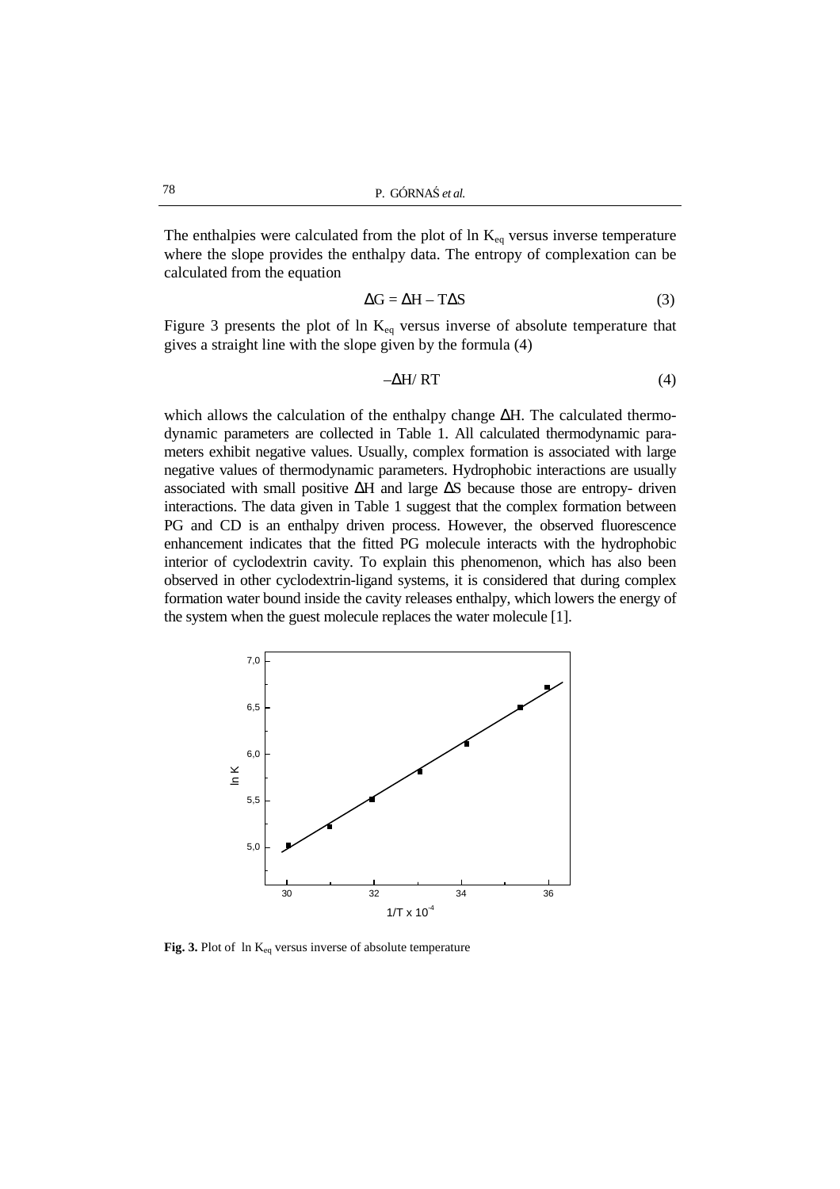The enthalpies were calculated from the plot of ln $K_{eq}$ versus inverse temperature where the slope provides the enthalpy data. The entropy of complexation can be calculated from the equation

$$\Delta G = \Delta H - T\Delta S \tag{3}$$

Figure 3 presents the plot of ln $K_{eq}$ versus inverse of absolute temperature that gives a straight line with the slope given by the formula (4)

$$-\Delta H / RT \tag{4}$$

which allows the calculation of the enthalpy change $\Delta H$. The calculated thermodynamic parameters are collected in Table 1. All calculated thermodynamic parameters exhibit negative values. Usually, complex formation is associated with large negative values of thermodynamic parameters. Hydrophobic interactions are usually associated with small positive $\Delta H$ and large $\Delta S$ because those are entropy- driven interactions. The data given in Table 1 suggest that the complex formation between PG and CD is an enthalpy driven process. However, the observed fluorescence enhancement indicates that the fitted PG molecule interacts with the hydrophobic interior of cyclodextrin cavity. To explain this phenomenon, which has also been observed in other cyclodextrin-ligand systems, it is considered that during complex formation water bound inside the cavity releases enthalpy, which lowers the energy of the system when the guest molecule replaces the water molecule [1].

7,0
6,5
6,0
5,5
5,0
ln K
30
32
34
36
$1/T \times 10^{-4}$

**Fig. 3.** Plot of ln $K_{eq}$ versus inverse of absolute temperature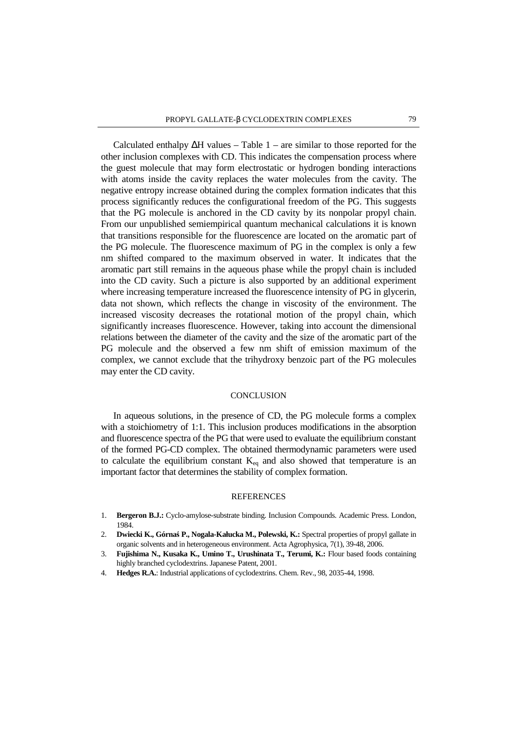Calculated enthalpy ΔH values – Table 1 – are similar to those reported for the other inclusion complexes with CD. This indicates the compensation process where the guest molecule that may form electrostatic or hydrogen bonding interactions with atoms inside the cavity replaces the water molecules from the cavity. The negative entropy increase obtained during the complex formation indicates that this process significantly reduces the configurational freedom of the PG. This suggests that the PG molecule is anchored in the CD cavity by its nonpolar propyl chain. From our unpublished semiempirical quantum mechanical calculations it is known that transitions responsible for the fluorescence are located on the aromatic part of the PG molecule. The fluorescence maximum of PG in the complex is only a few nm shifted compared to the maximum observed in water. It indicates that the aromatic part still remains in the aqueous phase while the propyl chain is included into the CD cavity. Such a picture is also supported by an additional experiment where increasing temperature increased the fluorescence intensity of PG in glycerin, data not shown, which reflects the change in viscosity of the environment. The increased viscosity decreases the rotational motion of the propyl chain, which significantly increases fluorescence. However, taking into account the dimensional relations between the diameter of the cavity and the size of the aromatic part of the PG molecule and the observed a few nm shift of emission maximum of the complex, we cannot exclude that the trihydroxy benzoic part of the PG molecules may enter the CD cavity.

## CONCLUSION

In aqueous solutions, in the presence of CD, the PG molecule forms a complex with a stoichiometry of 1:1. This inclusion produces modifications in the absorption and fluorescence spectra of the PG that were used to evaluate the equilibrium constant of the formed PG-CD complex. The obtained thermodynamic parameters were used to calculate the equilibrium constant $K_{eq}$ and also showed that temperature is an important factor that determines the stability of complex formation.

## REFERENCES

1. **Bergeron B.J.:** Cyclo-amylose-substrate binding. Inclusion Compounds. Academic Press. London, 1984.
2. **Dwiecki K., Górnaś P., Nogala-Kałucka M., Polewski, K.:** Spectral properties of propyl gallate in organic solvents and in heterogeneous environment. Acta Agrophysica, 7(1), 39-48, 2006.
3. **Fujishima N., Kusaka K., Umino T., Urushinata T., Terumi, K.:** Flour based foods containing highly branched cyclodextrins. Japanese Patent, 2001.
4. **Hedges R.A.**: Industrial applications of cyclodextrins. Chem. Rev., 98, 2035-44, 1998.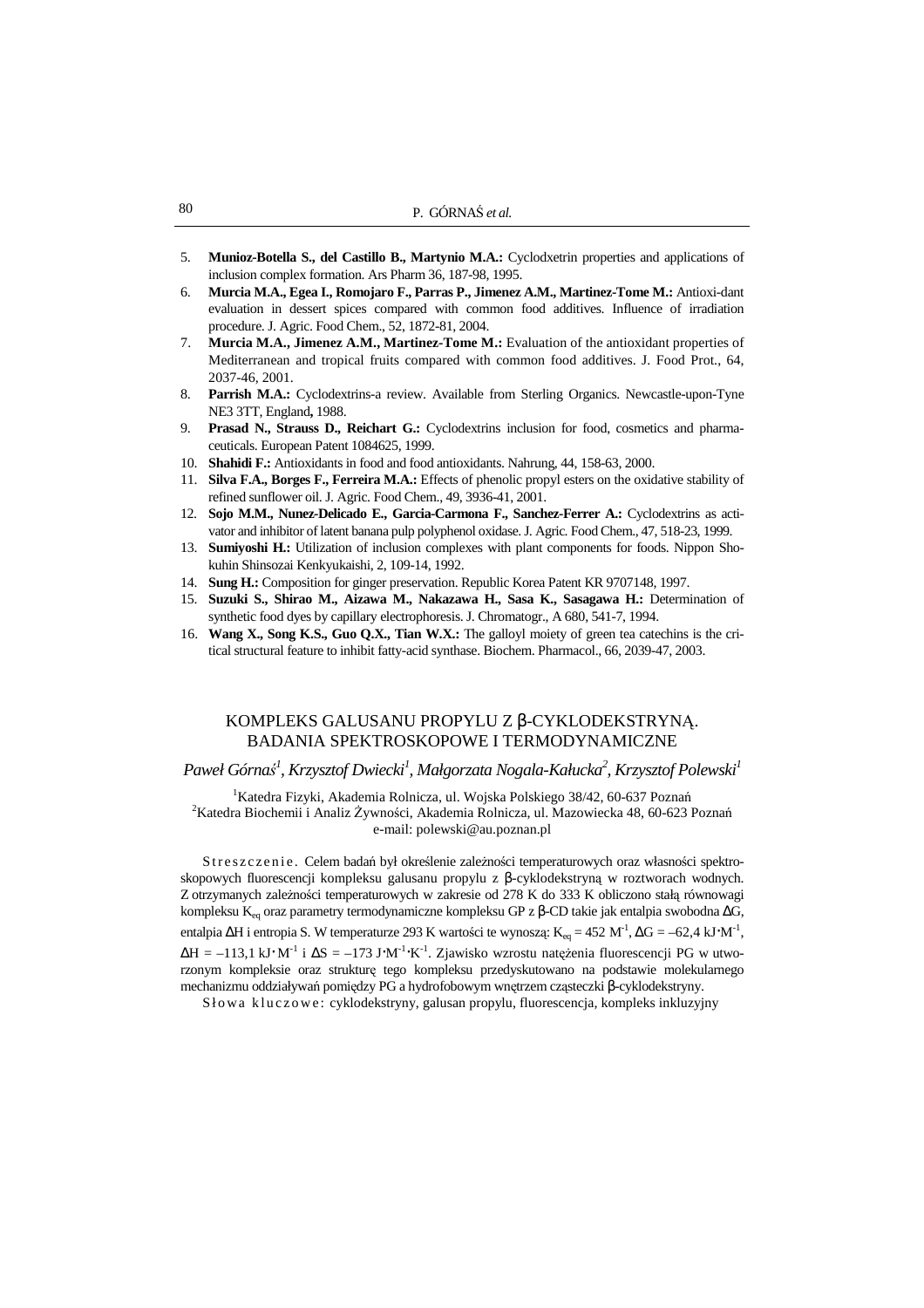5. **Munioz-Botella S., del Castillo B., Martynio M.A.:** Cyclodxetrin properties and applications of inclusion complex formation. Ars Pharm 36, 187-98, 1995.
6. **Murcia M.A., Egea I., Romojaro F., Parras P., Jimenez A.M., Martinez-Tome M.:** Antioxi-dant evaluation in dessert spices compared with common food additives. Influence of irradiation procedure. J. Agric. Food Chem., 52, 1872-81, 2004.
7. **Murcia M.A., Jimenez A.M., Martinez-Tome M.:** Evaluation of the antioxidant properties of Mediterranean and tropical fruits compared with common food additives. J. Food Prot., 64, 2037-46, 2001.
8. **Parrish M.A.:** Cyclodextrins-a review. Available from Sterling Organics. Newcastle-upon-Tyne NE3 3TT, England**,** 1988.
9. **Prasad N., Strauss D., Reichart G.:** Cyclodextrins inclusion for food, cosmetics and pharmaceuticals. European Patent 1084625, 1999.
10. **Shahidi F.:** Antioxidants in food and food antioxidants. Nahrung, 44, 158-63, 2000.
11. **Silva F.A., Borges F., Ferreira M.A.:** Effects of phenolic propyl esters on the oxidative stability of refined sunflower oil. J. Agric. Food Chem., 49, 3936-41, 2001.
12. **Sojo M.M., Nunez-Delicado E., Garcia-Carmona F., Sanchez-Ferrer A.:** Cyclodextrins as activator and inhibitor of latent banana pulp polyphenol oxidase. J. Agric. Food Chem., 47, 518-23, 1999.
13. **Sumiyoshi H.:** Utilization of inclusion complexes with plant components for foods. Nippon Shokuhin Shinsozai Kenkyukaishi, 2, 109-14, 1992.
14. **Sung H.:** Composition for ginger preservation. Republic Korea Patent KR 9707148, 1997.
15. **Suzuki S., Shirao M., Aizawa M., Nakazawa H., Sasa K., Sasagawa H.:** Determination of synthetic food dyes by capillary electrophoresis. J. Chromatogr., A 680, 541-7, 1994.
16. **Wang X., Song K.S., Guo Q.X., Tian W.X.:** The galloyl moiety of green tea catechins is the critical structural feature to inhibit fatty-acid synthase. Biochem. Pharmacol., 66, 2039-47, 2003.

# KOMPLEKS GALUSANU PROPYLU Z β-CYKLODEKSTRYNĄ. BADANIA SPEKTROSKOPOWE I TERMODYNAMICZNE

*Paweł Górnaś[1], Krzysztof Dwiecki[1], Małgorzata Nogala-Kałucka[2], Krzysztof Polewski[1]*

[1]Katedra Fizyki, Akademia Rolnicza, ul. Wojska Polskiego 38/42, 60-637 Poznań
[2]Katedra Biochemii i Analiz Żywności, Akademia Rolnicza, ul. Mazowiecka 48, 60-623 Poznań
e-mail: polewski@au.poznan.pl

Streszczenie. Celem badań był określenie zależności temperaturowych oraz własności spektroskopowych fluorescencji kompleksu galusanu propylu z β-cyklodekstryną w roztworach wodnych. Z otrzymanych zależności temperaturowych w zakresie od 278 K do 333 K obliczono stałą równowagi kompleksu $K_{eq}$ oraz parametry termodynamiczne kompleksu GP z β-CD takie jak entalpia swobodna $\Delta G$, entalpia $\Delta H$ i entropia S. W temperaturze 293 K wartości te wynoszą: $K_{eq} = 452\ M^{-1}$, $\Delta G = -62{,}4\ kJ{\cdot}M^{-1}$, $\Delta H = -113{,}1\ kJ{\cdot}M^{-1}$ i $\Delta S = -173\ J{\cdot}M^{-1}{\cdot}K^{-1}$. Zjawisko wzrostu natężenia fluorescencji PG w utworzonym kompleksie oraz strukturę tego kompleksu przedyskutowano na podstawie molekularnego mechanizmu oddziaływań pomiędzy PG a hydrofobowym wnętrzem cząsteczki β-cyklodekstryny.

Słowa kluczowe: cyklodekstryny, galusan propylu, fluorescencja, kompleks inkluzyjny